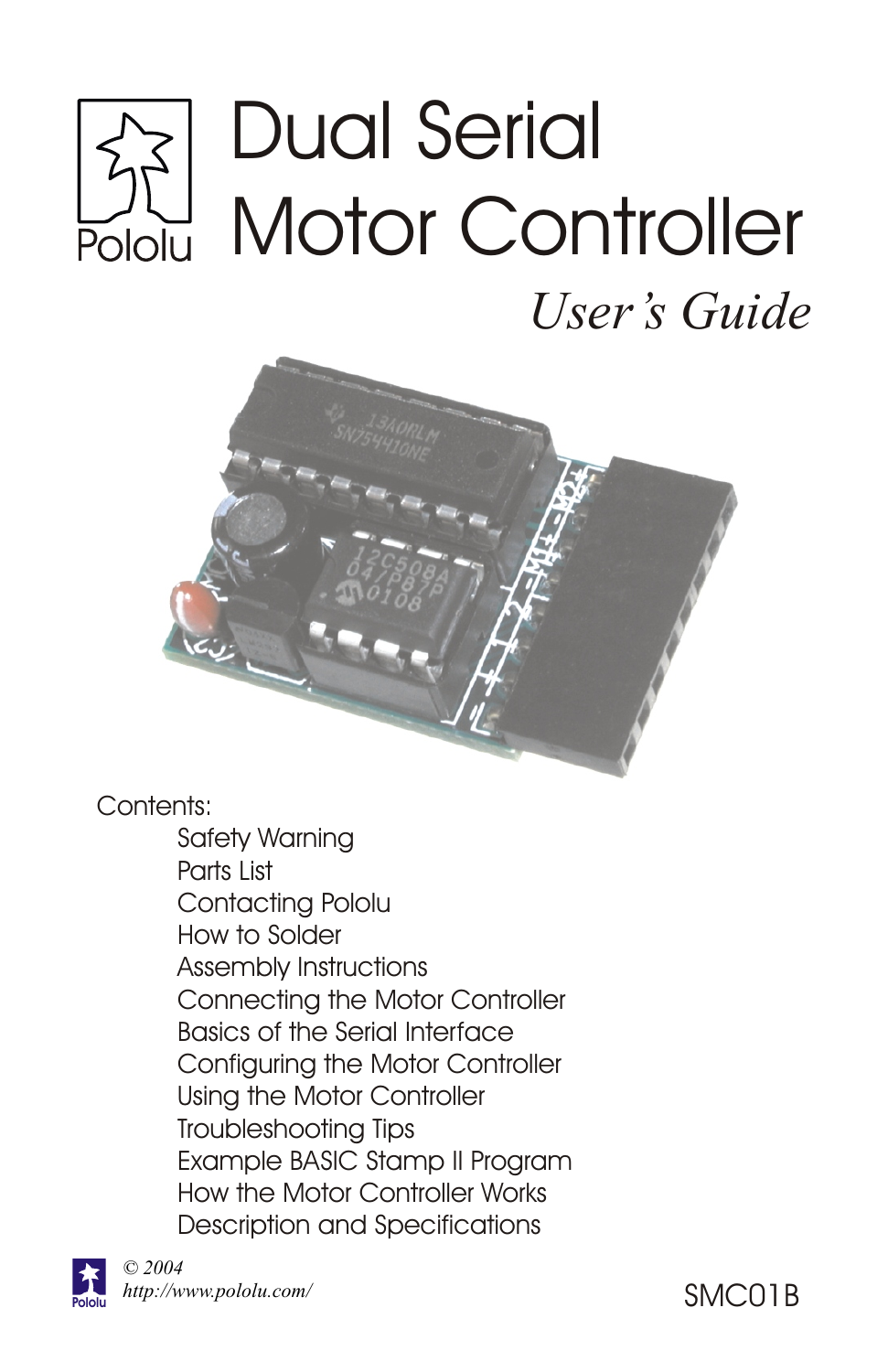Pololu

# Dual Serial Motor Controller

*User's Guide*

Contents:

- Safety Warning
- Parts List
- Contacting Pololu
- How to Solder
- Assembly Instructions
- Connecting the Motor Controller
- Basics of the Serial Interface
- Configuring the Motor Controller
- Using the Motor Controller
- Troubleshooting Tips
- Example BASIC Stamp II Program
- How the Motor Controller Works
- Description and Specifications

*© 2004*
*http://www.pololu.com/*

SMC01B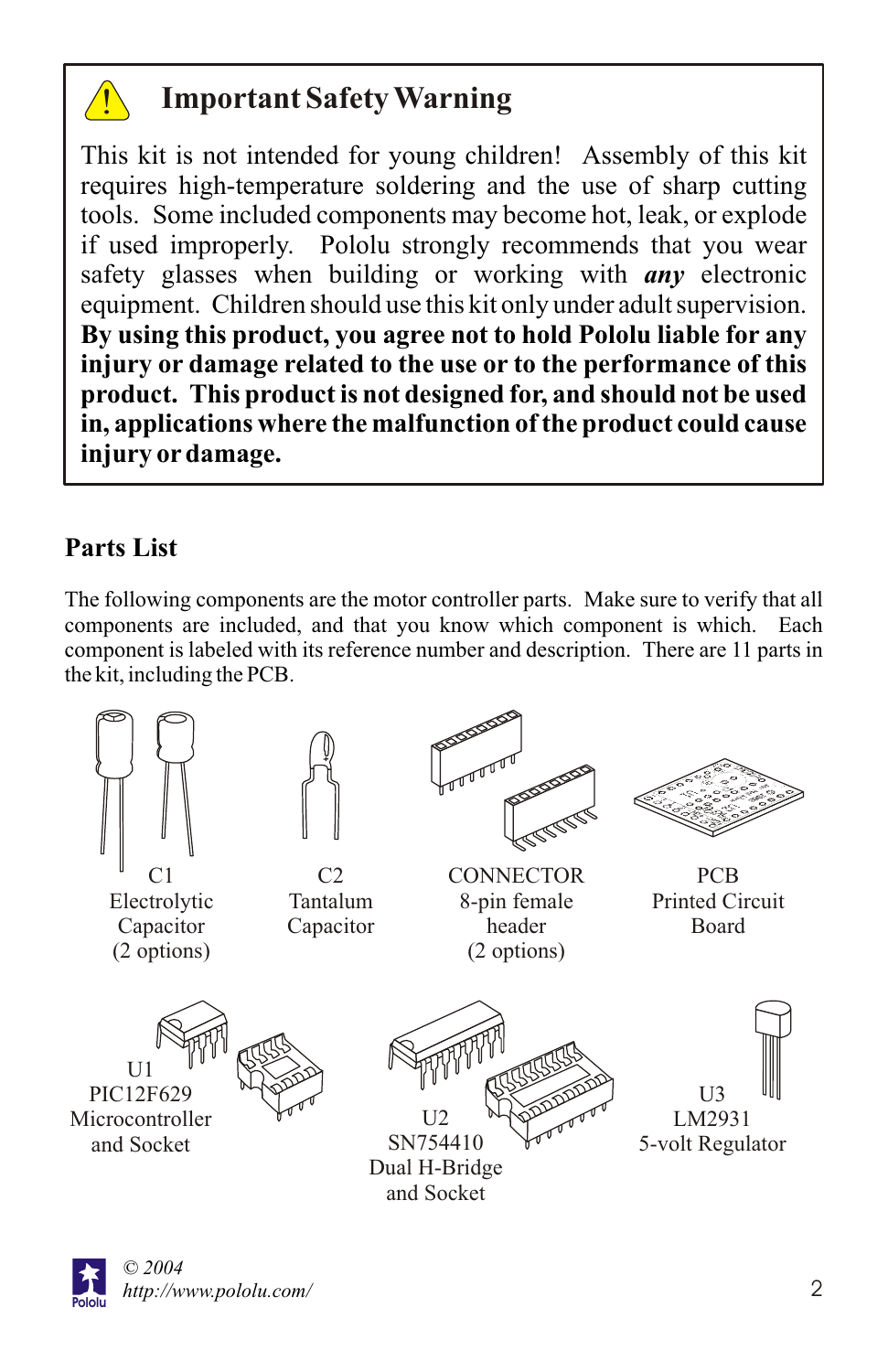## Important Safety Warning

This kit is not intended for young children! Assembly of this kit requires high-temperature soldering and the use of sharp cutting tools. Some included components may become hot, leak, or explode if used improperly. Pololu strongly recommends that you wear safety glasses when building or working with ***any*** electronic equipment. Children should use this kit only under adult supervision. **By using this product, you agree not to hold Pololu liable for any injury or damage related to the use or to the performance of this product. This product is not designed for, and should not be used in, applications where the malfunction of the product could cause injury or damage.**

## Parts List

The following components are the motor controller parts. Make sure to verify that all components are included, and that you know which component is which. Each component is labeled with its reference number and description. There are 11 parts in the kit, including the PCB.

C1
Electrolytic Capacitor
(2 options)

C2
Tantalum Capacitor

CONNECTOR
8-pin female header
(2 options)

PCB
Printed Circuit Board

U1
PIC12F629
Microcontroller
and Socket

U2
SN754410
Dual H-Bridge
and Socket

U3
LM2931
5-volt Regulator

© 2004
*http://www.pololu.com/*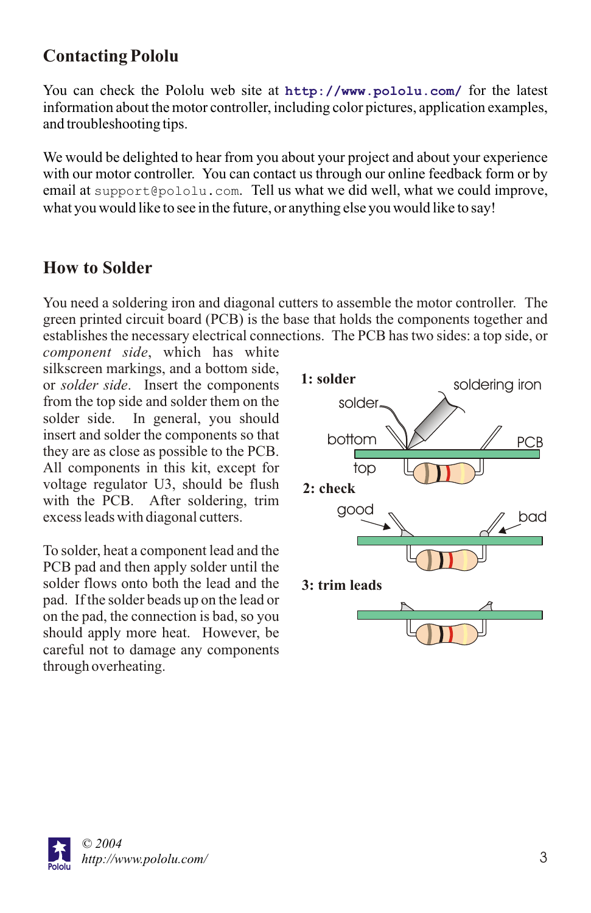## Contacting Pololu

You can check the Pololu web site at **http://www.pololu.com/** for the latest information about the motor controller, including color pictures, application examples, and troubleshooting tips.

We would be delighted to hear from you about your project and about your experience with our motor controller. You can contact us through our online feedback form or by email at `support@pololu.com`. Tell us what we did well, what we could improve, what you would like to see in the future, or anything else you would like to say!

## How to Solder

You need a soldering iron and diagonal cutters to assemble the motor controller. The green printed circuit board (PCB) is the base that holds the components together and establishes the necessary electrical connections. The PCB has two sides: a top side, or *component side*, which has white silkscreen markings, and a bottom side, or *solder side*. Insert the components from the top side and solder them on the solder side. In general, you should insert and solder the components so that they are as close as possible to the PCB. All components in this kit, except for voltage regulator U3, should be flush with the PCB. After soldering, trim excess leads with diagonal cutters.

To solder, heat a component lead and the PCB pad and then apply solder until the solder flows onto both the lead and the pad. If the solder beads up on the lead or on the pad, the connection is bad, so you should apply more heat. However, be careful not to damage any components through overheating.

**1: solder** — soldering iron, solder, bottom, PCB, top

**2: check** — good, bad

**3: trim leads**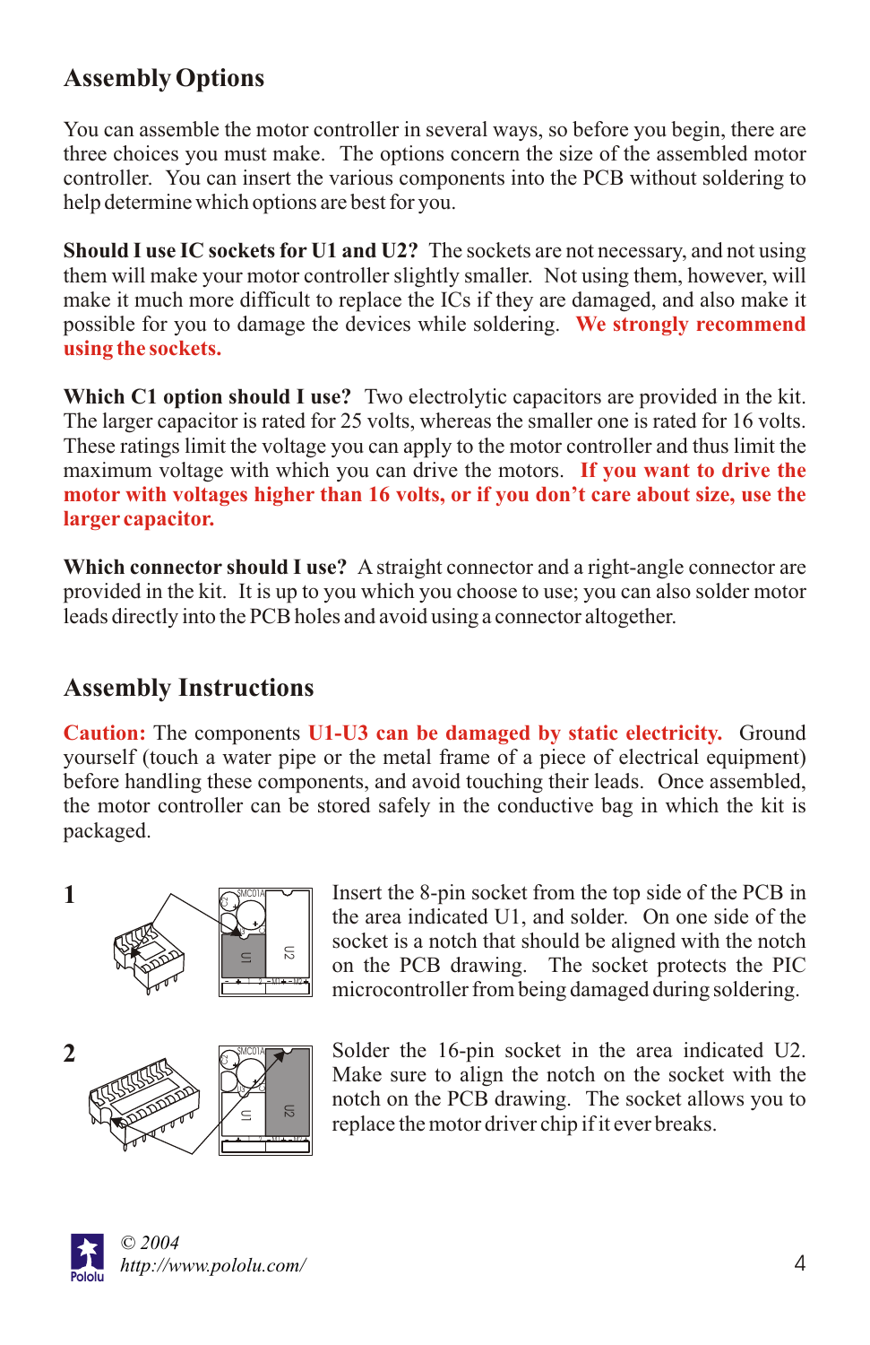## Assembly Options

You can assemble the motor controller in several ways, so before you begin, there are three choices you must make. The options concern the size of the assembled motor controller. You can insert the various components into the PCB without soldering to help determine which options are best for you.

**Should I use IC sockets for U1 and U2?** The sockets are not necessary, and not using them will make your motor controller slightly smaller. Not using them, however, will make it much more difficult to replace the ICs if they are damaged, and also make it possible for you to damage the devices while soldering. **We strongly recommend using the sockets.**

**Which C1 option should I use?** Two electrolytic capacitors are provided in the kit. The larger capacitor is rated for 25 volts, whereas the smaller one is rated for 16 volts. These ratings limit the voltage you can apply to the motor controller and thus limit the maximum voltage with which you can drive the motors. **If you want to drive the motor with voltages higher than 16 volts, or if you don't care about size, use the larger capacitor.**

**Which connector should I use?** A straight connector and a right-angle connector are provided in the kit. It is up to you which you choose to use; you can also solder motor leads directly into the PCB holes and avoid using a connector altogether.

## Assembly Instructions

**Caution:** The components **U1-U3 can be damaged by static electricity.** Ground yourself (touch a water pipe or the metal frame of a piece of electrical equipment) before handling these components, and avoid touching their leads. Once assembled, the motor controller can be stored safely in the conductive bag in which the kit is packaged.

**1** Insert the 8-pin socket from the top side of the PCB in the area indicated U1, and solder. On one side of the socket is a notch that should be aligned with the notch on the PCB drawing. The socket protects the PIC microcontroller from being damaged during soldering.

**2** Solder the 16-pin socket in the area indicated U2. Make sure to align the notch on the socket with the notch on the PCB drawing. The socket allows you to replace the motor driver chip if it ever breaks.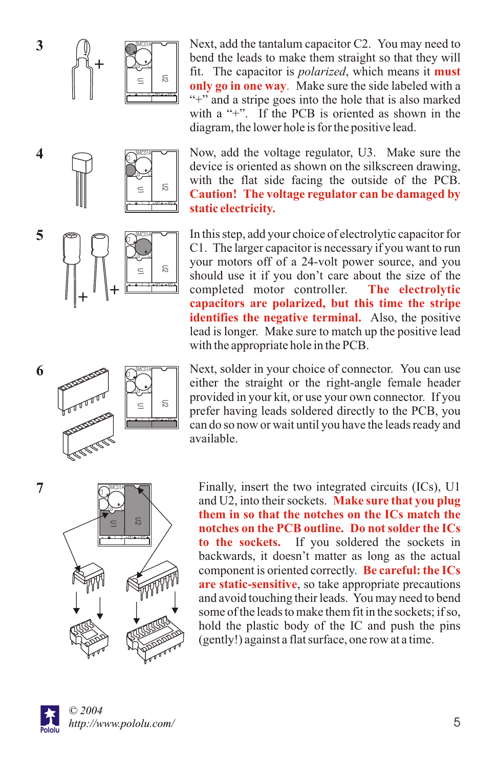**3**

Next, add the tantalum capacitor C2. You may need to bend the leads to make them straight so that they will fit. The capacitor is *polarized*, which means it **must only go in one way**. Make sure the side labeled with a “+” and a stripe goes into the hole that is also marked with a “+”. If the PCB is oriented as shown in the diagram, the lower hole is for the positive lead.

**4**

Now, add the voltage regulator, U3. Make sure the device is oriented as shown on the silkscreen drawing, with the flat side facing the outside of the PCB. **Caution! The voltage regulator can be damaged by static electricity.**

**5**

In this step, add your choice of electrolytic capacitor for C1. The larger capacitor is necessary if you want to run your motors off of a 24-volt power source, and you should use it if you don’t care about the size of the completed motor controller. **The electrolytic capacitors are polarized, but this time the stripe identifies the negative terminal.** Also, the positive lead is longer. Make sure to match up the positive lead with the appropriate hole in the PCB.

**6**

Next, solder in your choice of connector. You can use either the straight or the right-angle female header provided in your kit, or use your own connector. If you prefer having leads soldered directly to the PCB, you can do so now or wait until you have the leads ready and available.

**7**

Finally, insert the two integrated circuits (ICs), U1 and U2, into their sockets. **Make sure that you plug them in so that the notches on the ICs match the notches on the PCB outline. Do not solder the ICs to the sockets.** If you soldered the sockets in backwards, it doesn’t matter as long as the actual component is oriented correctly. **Be careful: the ICs are static-sensitive**, so take appropriate precautions and avoid touching their leads. You may need to bend some of the leads to make them fit in the sockets; if so, hold the plastic body of the IC and push the pins (gently!) against a flat surface, one row at a time.

© 2004
http://www.pololu.com/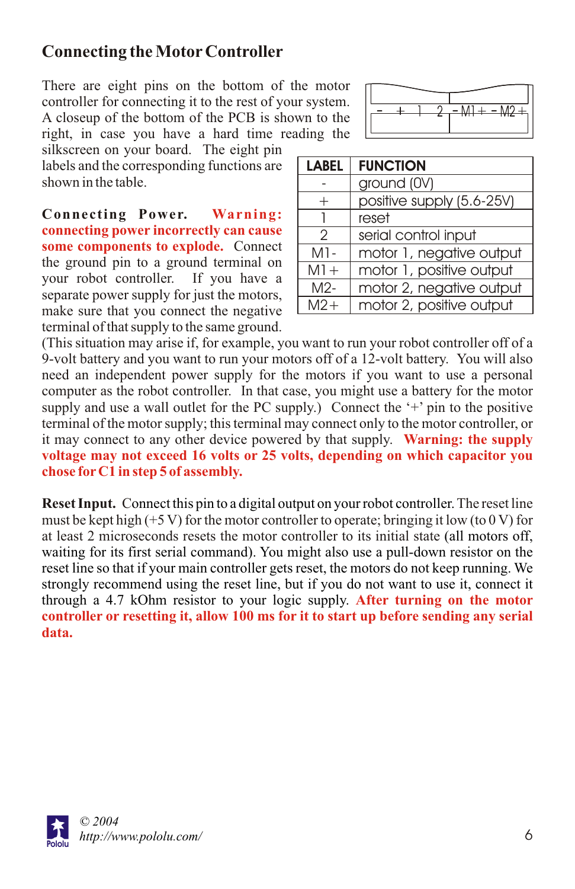## Connecting the Motor Controller

There are eight pins on the bottom of the motor controller for connecting it to the rest of your system. A closeup of the bottom of the PCB is shown to the right, in case you have a hard time reading the silkscreen on your board. The eight pin labels and the corresponding functions are shown in the table.

| LABEL | FUNCTION |
|---|---|
| - | ground (0V) |
| + | positive supply (5.6-25V) |
| 1 | reset |
| 2 | serial control input |
| M1- | motor 1, negative output |
| M1+ | motor 1, positive output |
| M2- | motor 2, negative output |
| M2+ | motor 2, positive output |

**Connecting Power.** **Warning: connecting power incorrectly can cause some components to explode.** Connect the ground pin to a ground terminal on your robot controller. If you have a separate power supply for just the motors, make sure that you connect the negative terminal of that supply to the same ground. (This situation may arise if, for example, you want to run your robot controller off of a 9-volt battery and you want to run your motors off of a 12-volt battery. You will also need an independent power supply for the motors if you want to use a personal computer as the robot controller. In that case, you might use a battery for the motor supply and use a wall outlet for the PC supply.) Connect the '+' pin to the positive terminal of the motor supply; this terminal may connect only to the motor controller, or it may connect to any other device powered by that supply. **Warning: the supply voltage may not exceed 16 volts or 25 volts, depending on which capacitor you chose for C1 in step 5 of assembly.**

**Reset Input.** Connect this pin to a digital output on your robot controller. The reset line must be kept high (+5 V) for the motor controller to operate; bringing it low (to 0 V) for at least 2 microseconds resets the motor controller to its initial state (all motors off, waiting for its first serial command). You might also use a pull-down resistor on the reset line so that if your main controller gets reset, the motors do not keep running. We strongly recommend using the reset line, but if you do not want to use it, connect it through a 4.7 kOhm resistor to your logic supply. **After turning on the motor controller or resetting it, allow 100 ms for it to start up before sending any serial data.**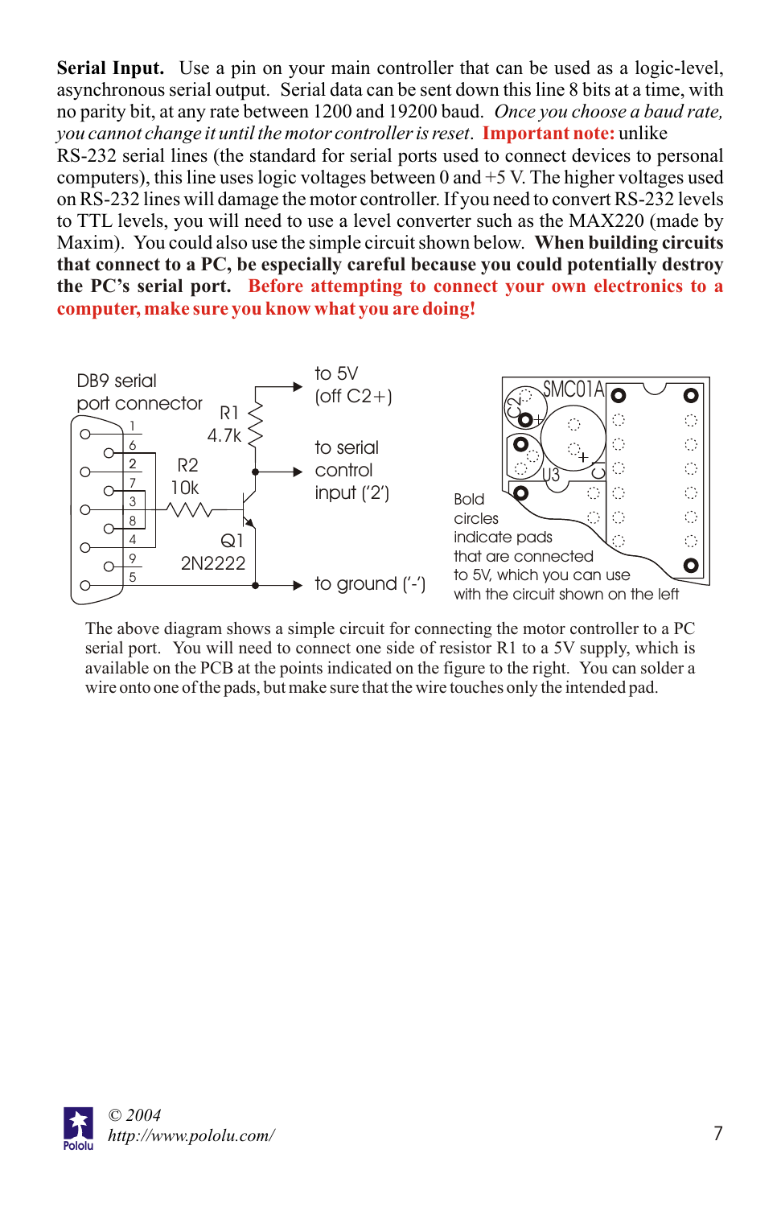**Serial Input.** Use a pin on your main controller that can be used as a logic-level, asynchronous serial output. Serial data can be sent down this line 8 bits at a time, with no parity bit, at any rate between 1200 and 19200 baud. *Once you choose a baud rate, you cannot change it until the motor controller is reset*. **Important note:** unlike RS-232 serial lines (the standard for serial ports used to connect devices to personal computers), this line uses logic voltages between 0 and +5 V. The higher voltages used on RS-232 lines will damage the motor controller. If you need to convert RS-232 levels to TTL levels, you will need to use a level converter such as the MAX220 (made by Maxim). You could also use the simple circuit shown below. **When building circuits that connect to a PC, be especially careful because you could potentially destroy the PC's serial port. Before attempting to connect your own electronics to a computer, make sure you know what you are doing!**

DB9 serial port connector

R1 4.7k

to 5V (off C2+)

R2 10k

to serial control input ('2')

Q1 2N2222

to ground ('-')

SMC01A

Bold circles indicate pads that are connected to 5V, which you can use with the circuit shown on the left

The above diagram shows a simple circuit for connecting the motor controller to a PC serial port. You will need to connect one side of resistor R1 to a 5V supply, which is available on the PCB at the points indicated on the figure to the right. You can solder a wire onto one of the pads, but make sure that the wire touches only the intended pad.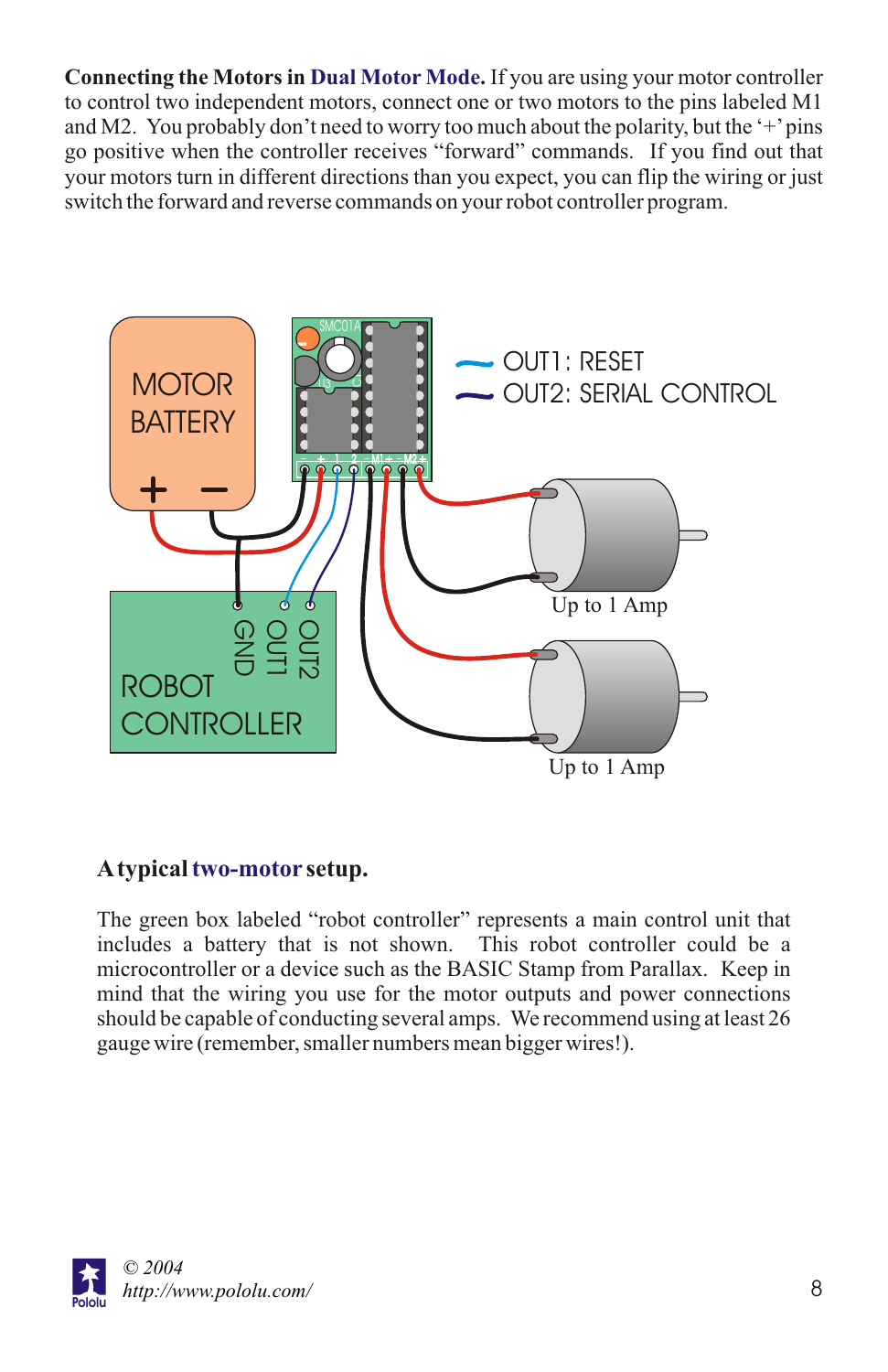**Connecting the Motors in Dual Motor Mode.** If you are using your motor controller to control two independent motors, connect one or two motors to the pins labeled M1 and M2. You probably don't need to worry too much about the polarity, but the '+' pins go positive when the controller receives "forward" commands. If you find out that your motors turn in different directions than you expect, you can flip the wiring or just switch the forward and reverse commands on your robot controller program.

**A typical two-motor setup.**

The green box labeled "robot controller" represents a main control unit that includes a battery that is not shown. This robot controller could be a microcontroller or a device such as the BASIC Stamp from Parallax. Keep in mind that the wiring you use for the motor outputs and power connections should be capable of conducting several amps. We recommend using at least 26 gauge wire (remember, smaller numbers mean bigger wires!).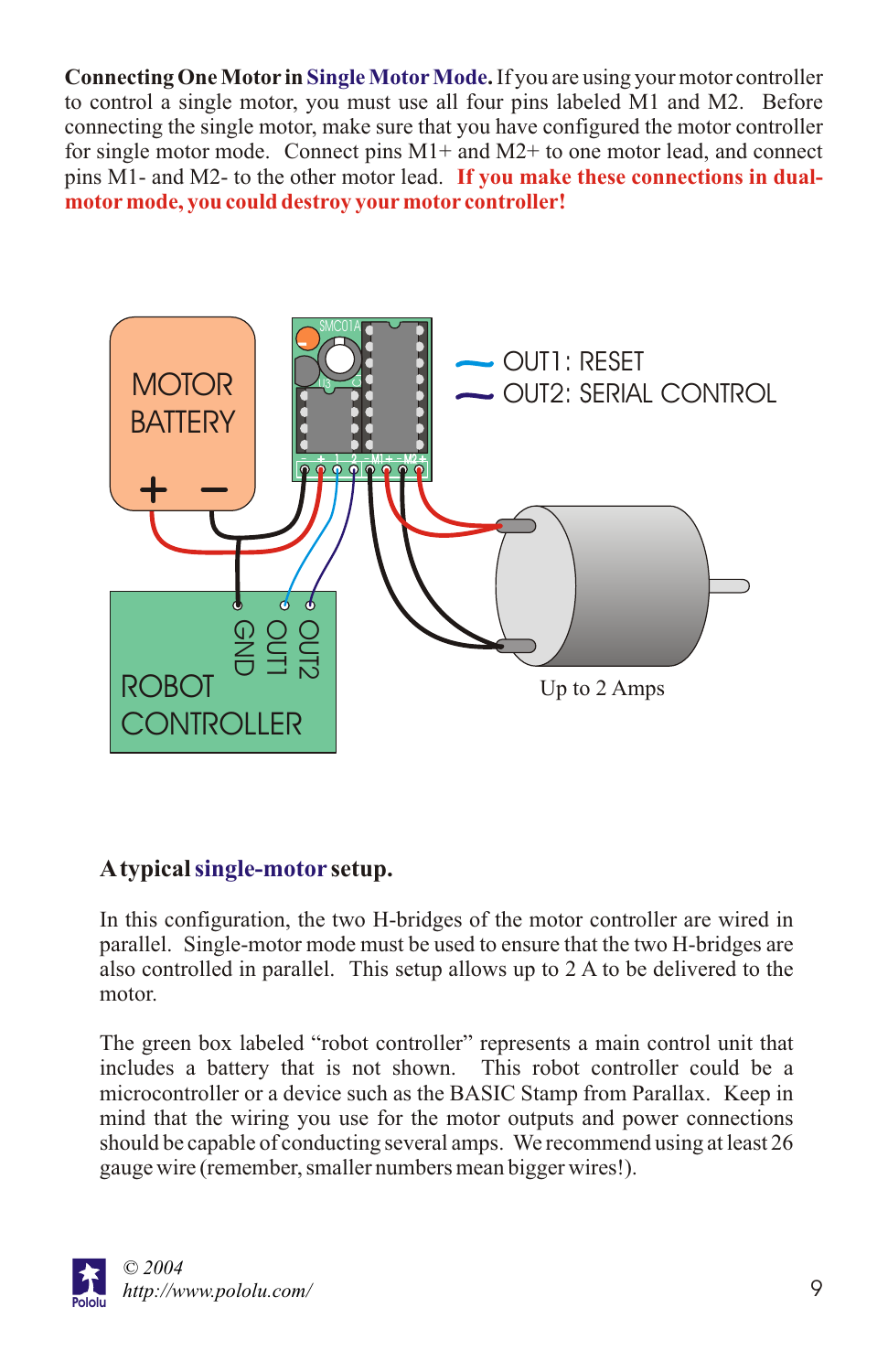**Connecting One Motor in Single Motor Mode.** If you are using your motor controller to control a single motor, you must use all four pins labeled M1 and M2. Before connecting the single motor, make sure that you have configured the motor controller for single motor mode. Connect pins M1+ and M2+ to one motor lead, and connect pins M1- and M2- to the other motor lead. **If you make these connections in dual-motor mode, you could destroy your motor controller!**

MOTOR BATTERY

OUT1: RESET
OUT2: SERIAL CONTROL

ROBOT CONTROLLER

GND OUT1 OUT2

Up to 2 Amps

**A typical single-motor setup.**

In this configuration, the two H-bridges of the motor controller are wired in parallel. Single-motor mode must be used to ensure that the two H-bridges are also controlled in parallel. This setup allows up to 2 A to be delivered to the motor.

The green box labeled "robot controller" represents a main control unit that includes a battery that is not shown. This robot controller could be a microcontroller or a device such as the BASIC Stamp from Parallax. Keep in mind that the wiring you use for the motor outputs and power connections should be capable of conducting several amps. We recommend using at least 26 gauge wire (remember, smaller numbers mean bigger wires!).

© 2004
http://www.pololu.com/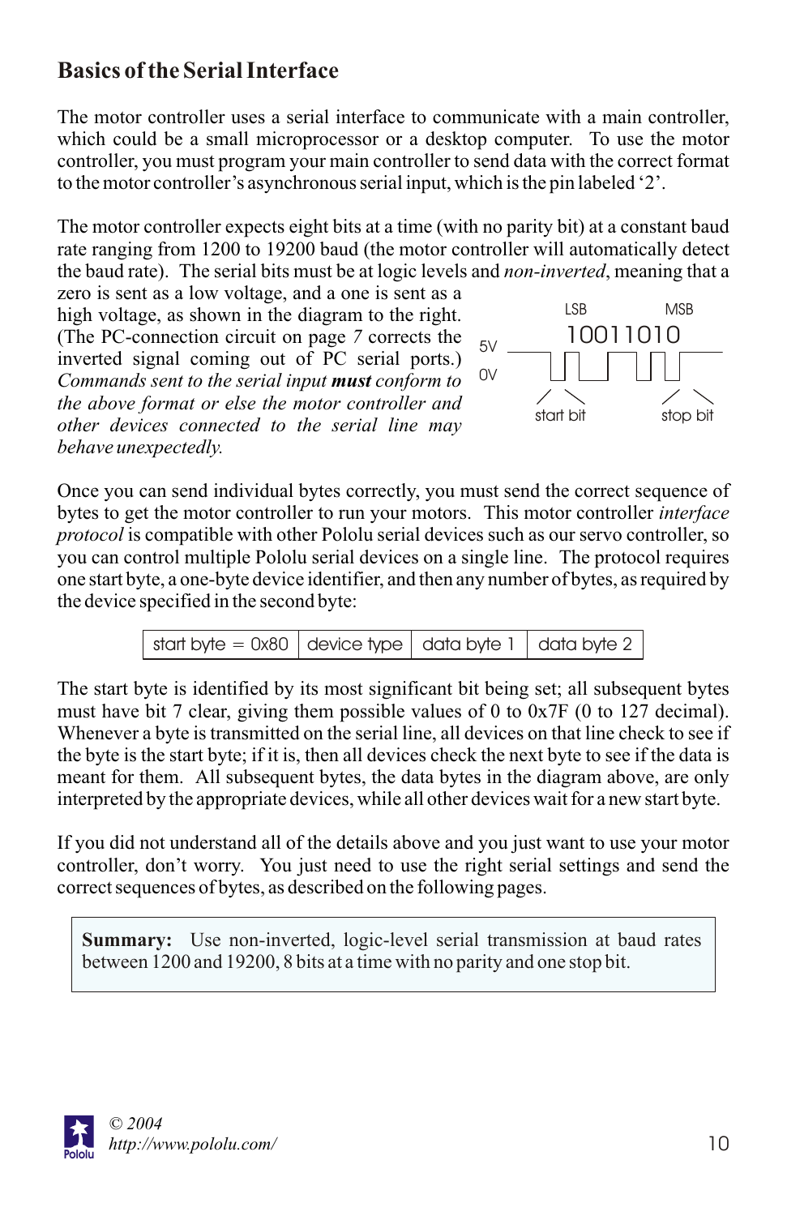## Basics of the Serial Interface

The motor controller uses a serial interface to communicate with a main controller, which could be a small microprocessor or a desktop computer. To use the motor controller, you must program your main controller to send data with the correct format to the motor controller's asynchronous serial input, which is the pin labeled '2'.

The motor controller expects eight bits at a time (with no parity bit) at a constant baud rate ranging from 1200 to 19200 baud (the motor controller will automatically detect the baud rate). The serial bits must be at logic levels and *non-inverted*, meaning that a zero is sent as a low voltage, and a one is sent as a high voltage, as shown in the diagram to the right. (The PC-connection circuit on page *7* corrects the inverted signal coming out of PC serial ports.) *Commands sent to the serial input **must** conform to the above format or else the motor controller and other devices connected to the serial line may behave unexpectedly.*

LSB MSB
10011010
5V
0V
start bit stop bit

Once you can send individual bytes correctly, you must send the correct sequence of bytes to get the motor controller to run your motors. This motor controller *interface protocol* is compatible with other Pololu serial devices such as our servo controller, so you can control multiple Pololu serial devices on a single line. The protocol requires one start byte, a one-byte device identifier, and then any number of bytes, as required by the device specified in the second byte:

| start byte = 0x80 | device type | data byte 1 | data byte 2 |
|---|---|---|---|

The start byte is identified by its most significant bit being set; all subsequent bytes must have bit 7 clear, giving them possible values of 0 to 0x7F (0 to 127 decimal). Whenever a byte is transmitted on the serial line, all devices on that line check to see if the byte is the start byte; if it is, then all devices check the next byte to see if the data is meant for them. All subsequent bytes, the data bytes in the diagram above, are only interpreted by the appropriate devices, while all other devices wait for a new start byte.

If you did not understand all of the details above and you just want to use your motor controller, don't worry. You just need to use the right serial settings and send the correct sequences of bytes, as described on the following pages.

**Summary:** Use non-inverted, logic-level serial transmission at baud rates between 1200 and 19200, 8 bits at a time with no parity and one stop bit.

© 2004
http://www.pololu.com/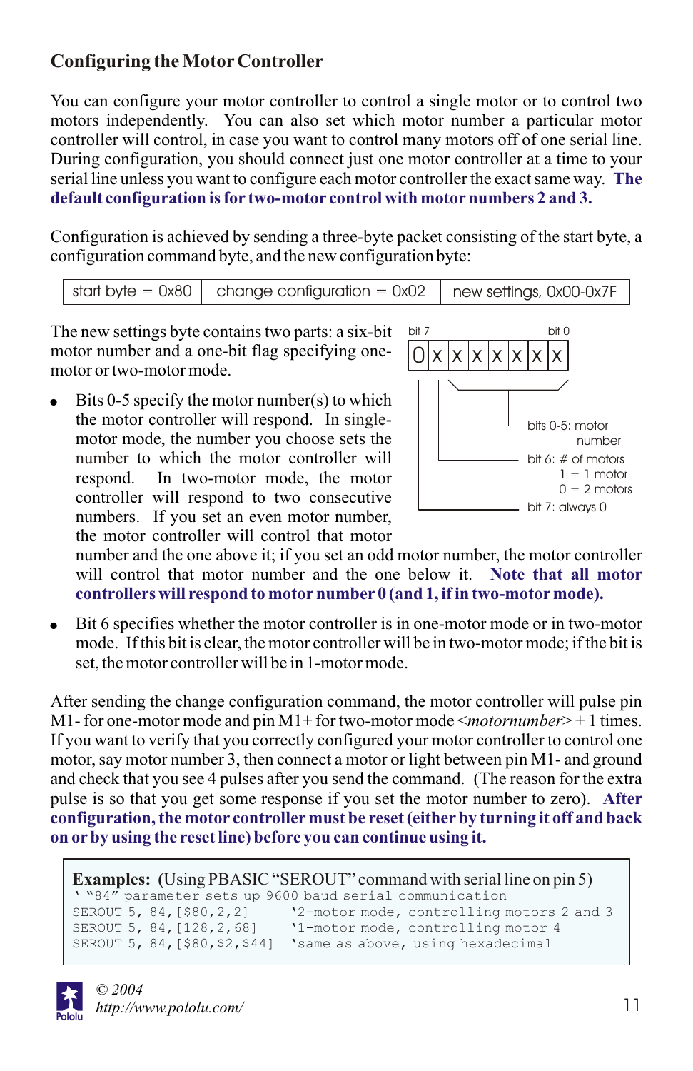## Configuring the Motor Controller

You can configure your motor controller to control a single motor or to control two motors independently. You can also set which motor number a particular motor controller will control, in case you want to control many motors off of one serial line. During configuration, you should connect just one motor controller at a time to your serial line unless you want to configure each motor controller the exact same way. **The default configuration is for two-motor control with motor numbers 2 and 3.**

Configuration is achieved by sending a three-byte packet consisting of the start byte, a configuration command byte, and the new configuration byte:

| start byte = 0x80 | change configuration = 0x02 | new settings, 0x00-0x7F |
|---|---|---|

The new settings byte contains two parts: a six-bit motor number and a one-bit flag specifying one-motor or two-motor mode.

| bit 7 | | | | | | | bit 0 |
|---|---|---|---|---|---|---|---|
| 0 | X | X | X | X | X | X | X |

- bits 0-5: motor number
- bit 6: # of motors — 1 = 1 motor, 0 = 2 motors
- bit 7: always 0

- Bits 0-5 specify the motor number(s) to which the motor controller will respond. In single-motor mode, the number you choose sets the number to which the motor controller will respond. In two-motor mode, the motor controller will respond to two consecutive numbers. If you set an even motor number, the motor controller will control that motor number and the one above it; if you set an odd motor number, the motor controller will control that motor number and the one below it. **Note that all motor controllers will respond to motor number 0 (and 1, if in two-motor mode).**
- Bit 6 specifies whether the motor controller is in one-motor mode or in two-motor mode. If this bit is clear, the motor controller will be in two-motor mode; if the bit is set, the motor controller will be in 1-motor mode.

After sending the change configuration command, the motor controller will pulse pin M1- for one-motor mode and pin M1+ for two-motor mode <*motornumber*> + 1 times. If you want to verify that you correctly configured your motor controller to control one motor, say motor number 3, then connect a motor or light between pin M1- and ground and check that you see 4 pulses after you send the command. (The reason for the extra pulse is so that you get some response if you set the motor number to zero). **After configuration, the motor controller must be reset (either by turning it off and back on or by using the reset line) before you can continue using it.**

**Examples:** (Using PBASIC "SEROUT" command with serial line on pin 5)

```
' "84" parameter sets up 9600 baud serial communication
SEROUT 5, 84,[$80,2,2]      '2-motor mode, controlling motors 2 and 3
SEROUT 5, 84,[128,2,68]     '1-motor mode, controlling motor 4
SEROUT 5, 84,[$80,$2,$44]   'same as above, using hexadecimal
```

© 2004
*http://www.pololu.com/*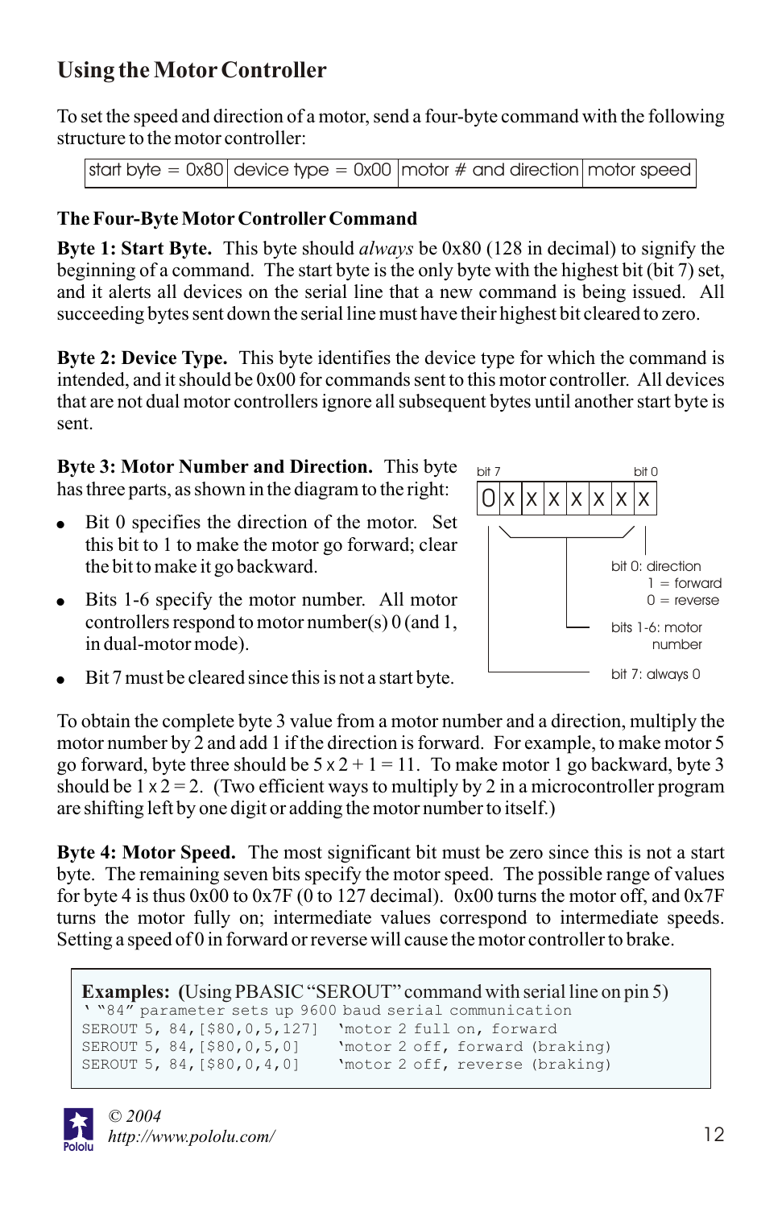## Using the Motor Controller

To set the speed and direction of a motor, send a four-byte command with the following structure to the motor controller:

| start byte = 0x80 | device type = 0x00 | motor # and direction | motor speed |
|---|---|---|---|

### The Four-Byte Motor Controller Command

**Byte 1: Start Byte.** This byte should *always* be 0x80 (128 in decimal) to signify the beginning of a command. The start byte is the only byte with the highest bit (bit 7) set, and it alerts all devices on the serial line that a new command is being issued. All succeeding bytes sent down the serial line must have their highest bit cleared to zero.

**Byte 2: Device Type.** This byte identifies the device type for which the command is intended, and it should be 0x00 for commands sent to this motor controller. All devices that are not dual motor controllers ignore all subsequent bytes until another start byte is sent.

**Byte 3: Motor Number and Direction.** This byte has three parts, as shown in the diagram to the right:

- Bit 0 specifies the direction of the motor. Set this bit to 1 to make the motor go forward; clear the bit to make it go backward.
- Bits 1-6 specify the motor number. All motor controllers respond to motor number(s) 0 (and 1, in dual-motor mode).
- Bit 7 must be cleared since this is not a start byte.

| bit 7 | | | | | | | bit 0 |
|---|---|---|---|---|---|---|---|
| 0 | X | X | X | X | X | X | X |

bit 0: direction
1 = forward
0 = reverse

bits 1-6: motor number

bit 7: always 0

To obtain the complete byte 3 value from a motor number and a direction, multiply the motor number by 2 and add 1 if the direction is forward. For example, to make motor 5 go forward, byte three should be 5 x 2 + 1 = 11. To make motor 1 go backward, byte 3 should be 1 x 2 = 2. (Two efficient ways to multiply by 2 in a microcontroller program are shifting left by one digit or adding the motor number to itself.)

**Byte 4: Motor Speed.** The most significant bit must be zero since this is not a start byte. The remaining seven bits specify the motor speed. The possible range of values for byte 4 is thus 0x00 to 0x7F (0 to 127 decimal). 0x00 turns the motor off, and 0x7F turns the motor fully on; intermediate values correspond to intermediate speeds. Setting a speed of 0 in forward or reverse will cause the motor controller to brake.

**Examples:** (Using PBASIC "SEROUT" command with serial line on pin 5)

```
' "84" parameter sets up 9600 baud serial communication
SEROUT 5, 84,[$80,0,5,127]  'motor 2 full on, forward
SEROUT 5, 84,[$80,0,5,0]    'motor 2 off, forward (braking)
SEROUT 5, 84,[$80,0,4,0]    'motor 2 off, reverse (braking)
```

© 2004
http://www.pololu.com/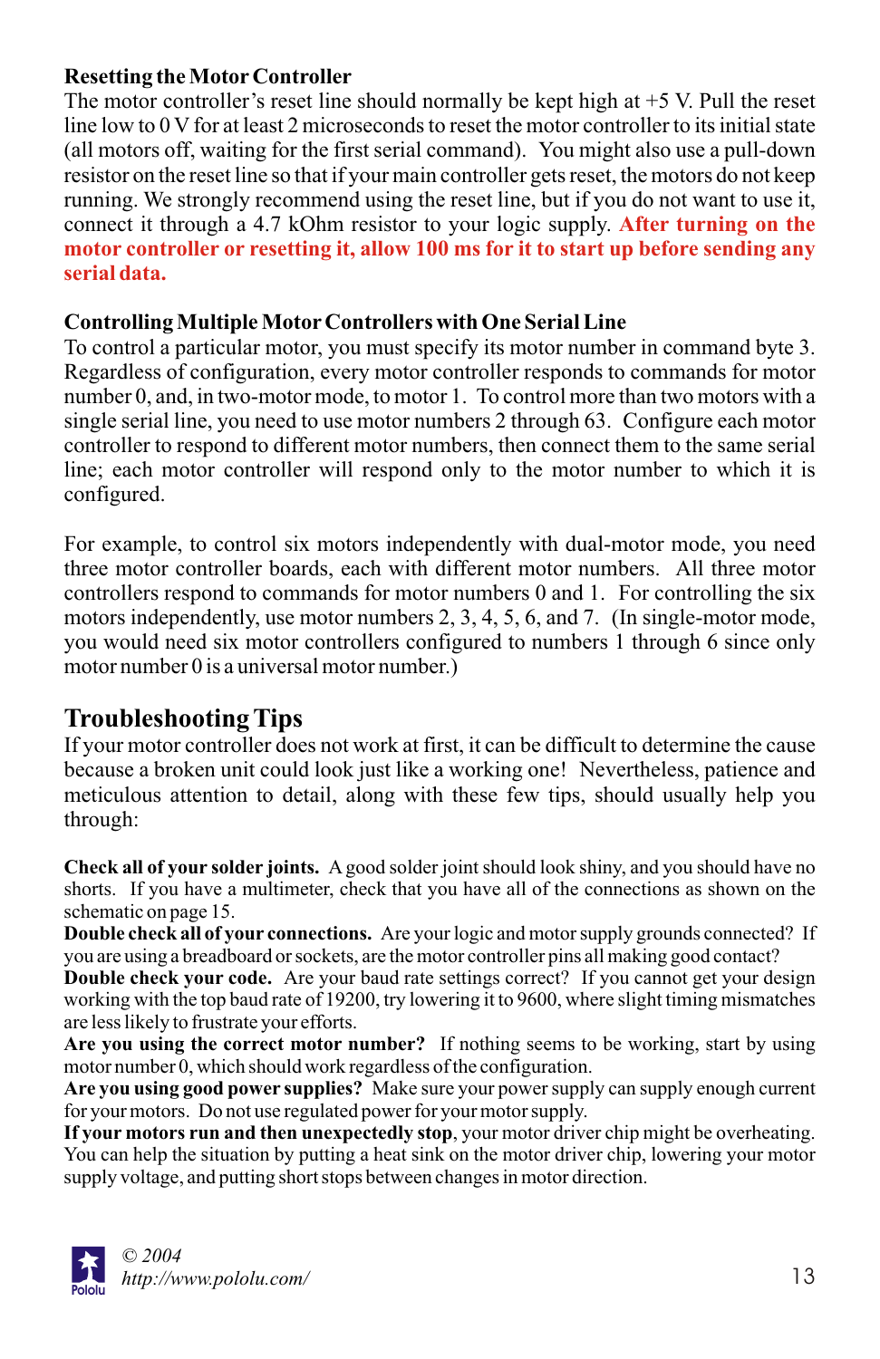### Resetting the Motor Controller

The motor controller's reset line should normally be kept high at +5 V. Pull the reset line low to 0 V for at least 2 microseconds to reset the motor controller to its initial state (all motors off, waiting for the first serial command). You might also use a pull-down resistor on the reset line so that if your main controller gets reset, the motors do not keep running. We strongly recommend using the reset line, but if you do not want to use it, connect it through a 4.7 kOhm resistor to your logic supply. **After turning on the motor controller or resetting it, allow 100 ms for it to start up before sending any serial data.**

### Controlling Multiple Motor Controllers with One Serial Line

To control a particular motor, you must specify its motor number in command byte 3. Regardless of configuration, every motor controller responds to commands for motor number 0, and, in two-motor mode, to motor 1. To control more than two motors with a single serial line, you need to use motor numbers 2 through 63. Configure each motor controller to respond to different motor numbers, then connect them to the same serial line; each motor controller will respond only to the motor number to which it is configured.

For example, to control six motors independently with dual-motor mode, you need three motor controller boards, each with different motor numbers. All three motor controllers respond to commands for motor numbers 0 and 1. For controlling the six motors independently, use motor numbers 2, 3, 4, 5, 6, and 7. (In single-motor mode, you would need six motor controllers configured to numbers 1 through 6 since only motor number 0 is a universal motor number.)

## Troubleshooting Tips

If your motor controller does not work at first, it can be difficult to determine the cause because a broken unit could look just like a working one! Nevertheless, patience and meticulous attention to detail, along with these few tips, should usually help you through:

**Check all of your solder joints.** A good solder joint should look shiny, and you should have no shorts. If you have a multimeter, check that you have all of the connections as shown on the schematic on page 15.

**Double check all of your connections.** Are your logic and motor supply grounds connected? If you are using a breadboard or sockets, are the motor controller pins all making good contact?

**Double check your code.** Are your baud rate settings correct? If you cannot get your design working with the top baud rate of 19200, try lowering it to 9600, where slight timing mismatches are less likely to frustrate your efforts.

**Are you using the correct motor number?** If nothing seems to be working, start by using motor number 0, which should work regardless of the configuration.

**Are you using good power supplies?** Make sure your power supply can supply enough current for your motors. Do not use regulated power for your motor supply.

**If your motors run and then unexpectedly stop**, your motor driver chip might be overheating. You can help the situation by putting a heat sink on the motor driver chip, lowering your motor supply voltage, and putting short stops between changes in motor direction.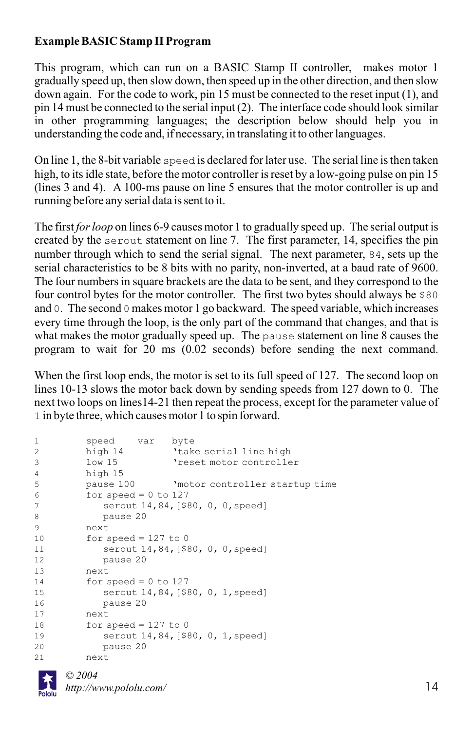**Example BASIC Stamp II Program**

This program, which can run on a BASIC Stamp II controller, makes motor 1 gradually speed up, then slow down, then speed up in the other direction, and then slow down again. For the code to work, pin 15 must be connected to the reset input (1), and pin 14 must be connected to the serial input (2). The interface code should look similar in other programming languages; the description below should help you in understanding the code and, if necessary, in translating it to other languages.

On line 1, the 8-bit variable `speed` is declared for later use. The serial line is then taken high, to its idle state, before the motor controller is reset by a low-going pulse on pin 15 (lines 3 and 4). A 100-ms pause on line 5 ensures that the motor controller is up and running before any serial data is sent to it.

The first *for loop* on lines 6-9 causes motor 1 to gradually speed up. The serial output is created by the `serout` statement on line 7. The first parameter, 14, specifies the pin number through which to send the serial signal. The next parameter, `84`, sets up the serial characteristics to be 8 bits with no parity, non-inverted, at a baud rate of 9600. The four numbers in square brackets are the data to be sent, and they correspond to the four control bytes for the motor controller. The first two bytes should always be `$80` and `0`. The second `0` makes motor 1 go backward. The speed variable, which increases every time through the loop, is the only part of the command that changes, and that is what makes the motor gradually speed up. The `pause` statement on line 8 causes the program to wait for 20 ms (0.02 seconds) before sending the next command.

When the first loop ends, the motor is set to its full speed of 127. The second loop on lines 10-13 slows the motor back down by sending speeds from 127 down to 0. The next two loops on lines14-21 then repeat the process, except for the parameter value of `1` in byte three, which causes motor 1 to spin forward.

```
1        speed    var   byte
2        high 14        'take serial line high
3        low 15         'reset motor controller
4        high 15
5        pause 100      'motor controller startup time
6        for speed = 0 to 127
7           serout 14,84,[$80, 0, 0,speed]
8           pause 20
9        next
10       for speed = 127 to 0
11          serout 14,84,[$80, 0, 0,speed]
12          pause 20
13       next
14       for speed = 0 to 127
15          serout 14,84,[$80, 0, 1,speed]
16          pause 20
17       next
18       for speed = 127 to 0
19          serout 14,84,[$80, 0, 1,speed]
20          pause 20
21       next
```

*© 2004*
*http://www.pololu.com/*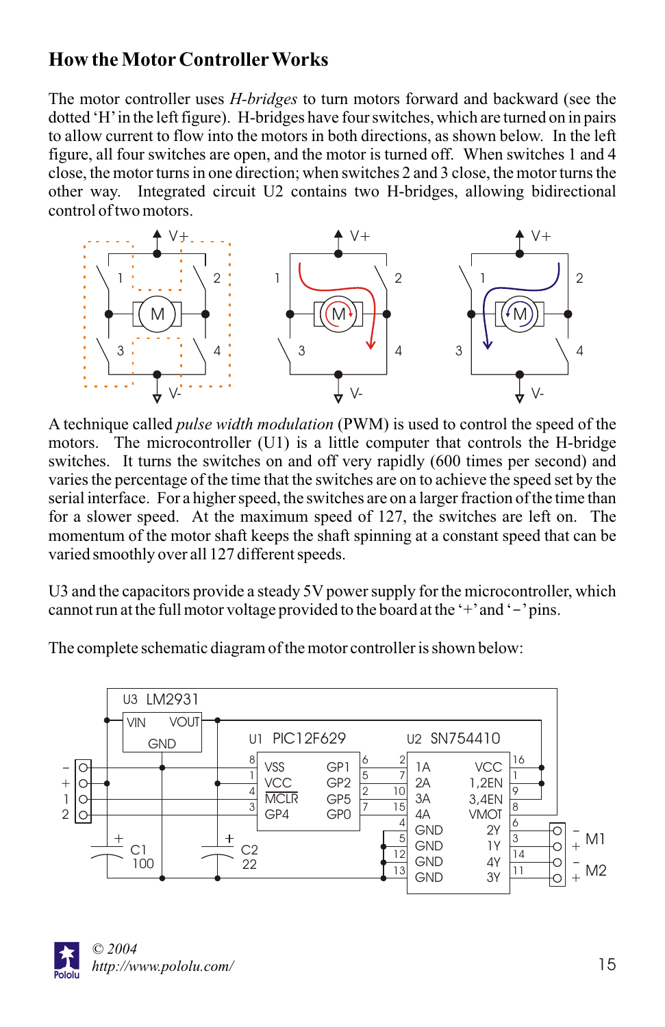## How the Motor Controller Works

The motor controller uses *H-bridges* to turn motors forward and backward (see the dotted 'H' in the left figure). H-bridges have four switches, which are turned on in pairs to allow current to flow into the motors in both directions, as shown below. In the left figure, all four switches are open, and the motor is turned off. When switches 1 and 4 close, the motor turns in one direction; when switches 2 and 3 close, the motor turns the other way. Integrated circuit U2 contains two H-bridges, allowing bidirectional control of two motors.

A technique called *pulse width modulation* (PWM) is used to control the speed of the motors. The microcontroller (U1) is a little computer that controls the H-bridge switches. It turns the switches on and off very rapidly (600 times per second) and varies the percentage of the time that the switches are on to achieve the speed set by the serial interface. For a higher speed, the switches are on a larger fraction of the time than for a slower speed. At the maximum speed of 127, the switches are left on. The momentum of the motor shaft keeps the shaft spinning at a constant speed that can be varied smoothly over all 127 different speeds.

U3 and the capacitors provide a steady 5V power supply for the microcontroller, which cannot run at the full motor voltage provided to the board at the '+' and '–' pins.

The complete schematic diagram of the motor controller is shown below:

© 2004
http://www.pololu.com/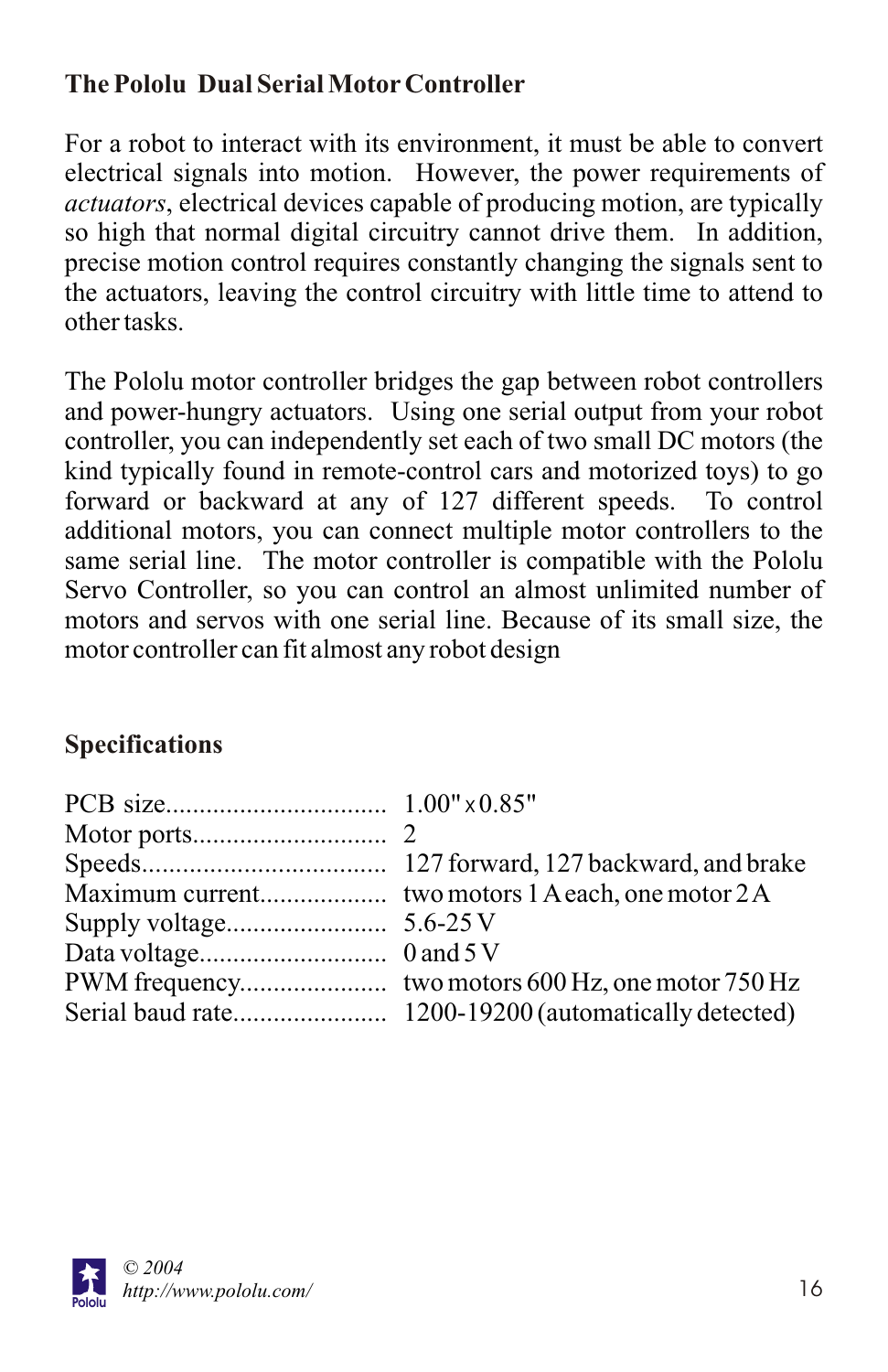## The Pololu Dual Serial Motor Controller

For a robot to interact with its environment, it must be able to convert electrical signals into motion. However, the power requirements of *actuators*, electrical devices capable of producing motion, are typically so high that normal digital circuitry cannot drive them. In addition, precise motion control requires constantly changing the signals sent to the actuators, leaving the control circuitry with little time to attend to other tasks.

The Pololu motor controller bridges the gap between robot controllers and power-hungry actuators. Using one serial output from your robot controller, you can independently set each of two small DC motors (the kind typically found in remote-control cars and motorized toys) to go forward or backward at any of 127 different speeds. To control additional motors, you can connect multiple motor controllers to the same serial line. The motor controller is compatible with the Pololu Servo Controller, so you can control an almost unlimited number of motors and servos with one serial line. Because of its small size, the motor controller can fit almost any robot design

## Specifications

| | |
|---|---|
| PCB size | 1.00" x 0.85" |
| Motor ports | 2 |
| Speeds | 127 forward, 127 backward, and brake |
| Maximum current | two motors 1 A each, one motor 2 A |
| Supply voltage | 5.6-25 V |
| Data voltage | 0 and 5 V |
| PWM frequency | two motors 600 Hz, one motor 750 Hz |
| Serial baud rate | 1200-19200 (automatically detected) |

© 2004
http://www.pololu.com/